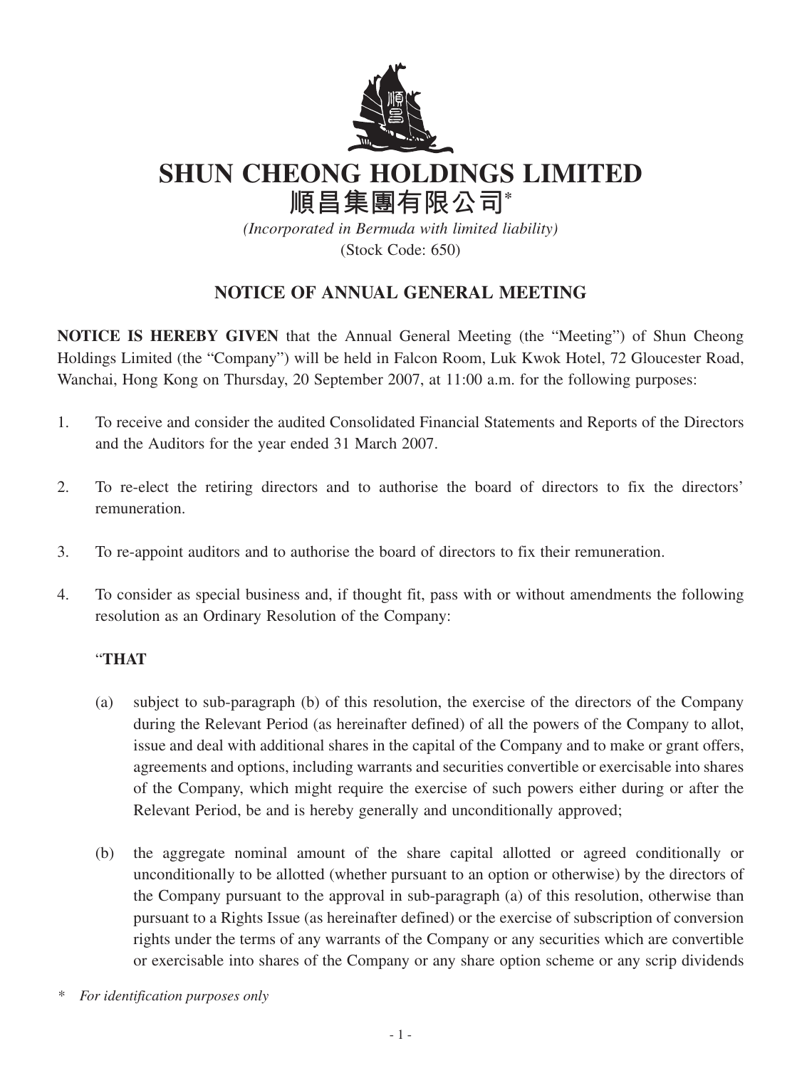# SHUN CHEONG HOLDINGS LIMITED
# 順昌集團有限公司*

*(Incorporated in Bermuda with limited liability)*
(Stock Code: 650)

## NOTICE OF ANNUAL GENERAL MEETING

**NOTICE IS HEREBY GIVEN** that the Annual General Meeting (the "Meeting") of Shun Cheong Holdings Limited (the "Company") will be held in Falcon Room, Luk Kwok Hotel, 72 Gloucester Road, Wanchai, Hong Kong on Thursday, 20 September 2007, at 11:00 a.m. for the following purposes:

1. To receive and consider the audited Consolidated Financial Statements and Reports of the Directors and the Auditors for the year ended 31 March 2007.

2. To re-elect the retiring directors and to authorise the board of directors to fix the directors' remuneration.

3. To re-appoint auditors and to authorise the board of directors to fix their remuneration.

4. To consider as special business and, if thought fit, pass with or without amendments the following resolution as an Ordinary Resolution of the Company:

   "**THAT**

   (a) subject to sub-paragraph (b) of this resolution, the exercise of the directors of the Company during the Relevant Period (as hereinafter defined) of all the powers of the Company to allot, issue and deal with additional shares in the capital of the Company and to make or grant offers, agreements and options, including warrants and securities convertible or exercisable into shares of the Company, which might require the exercise of such powers either during or after the Relevant Period, be and is hereby generally and unconditionally approved;

   (b) the aggregate nominal amount of the share capital allotted or agreed conditionally or unconditionally to be allotted (whether pursuant to an option or otherwise) by the directors of the Company pursuant to the approval in sub-paragraph (a) of this resolution, otherwise than pursuant to a Rights Issue (as hereinafter defined) or the exercise of subscription of conversion rights under the terms of any warrants of the Company or any securities which are convertible or exercisable into shares of the Company or any share option scheme or any scrip dividends

\* *For identification purposes only*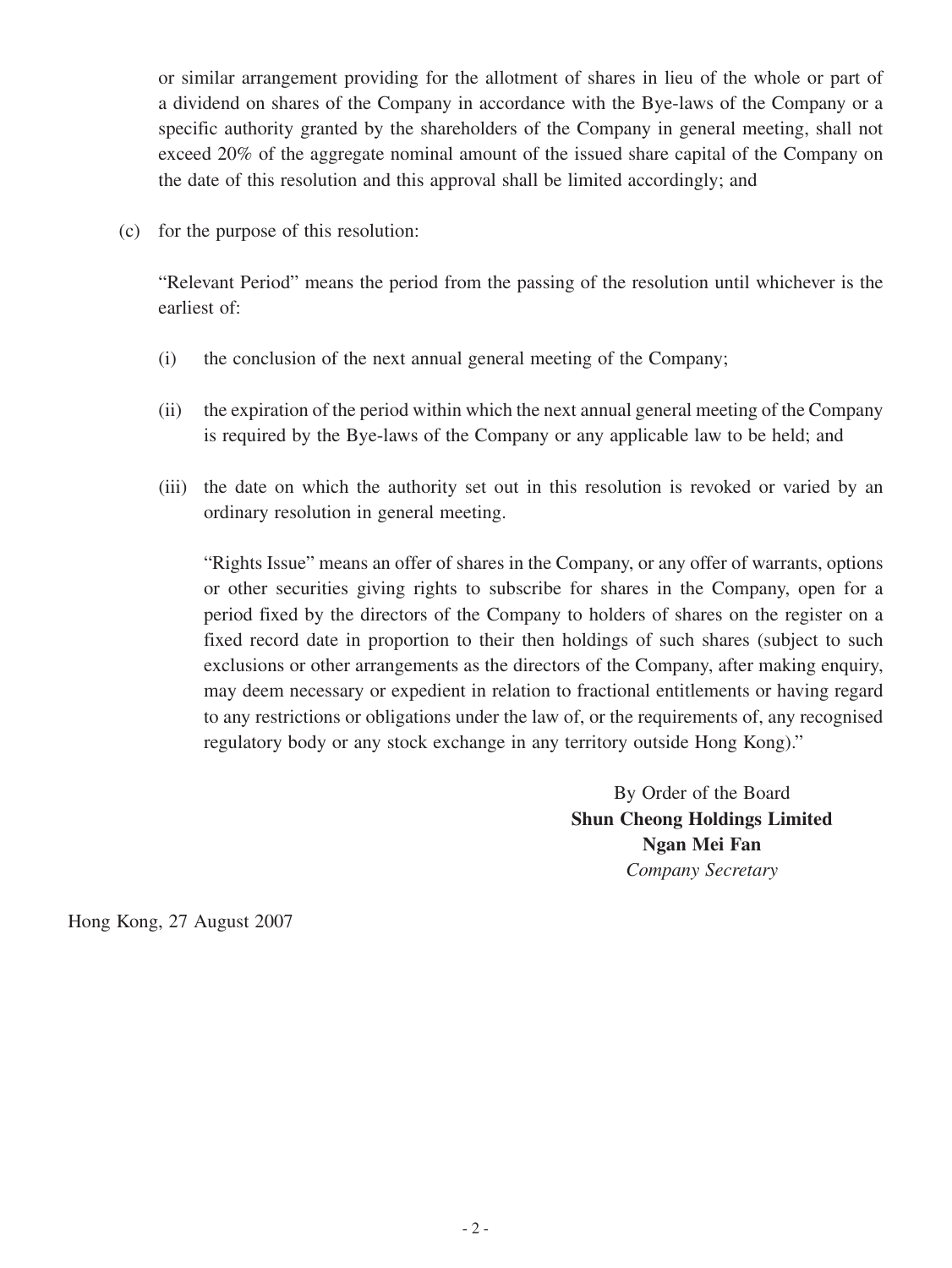or similar arrangement providing for the allotment of shares in lieu of the whole or part of a dividend on shares of the Company in accordance with the Bye-laws of the Company or a specific authority granted by the shareholders of the Company in general meeting, shall not exceed 20% of the aggregate nominal amount of the issued share capital of the Company on the date of this resolution and this approval shall be limited accordingly; and

(c) for the purpose of this resolution:

"Relevant Period" means the period from the passing of the resolution until whichever is the earliest of:

(i) the conclusion of the next annual general meeting of the Company;

(ii) the expiration of the period within which the next annual general meeting of the Company is required by the Bye-laws of the Company or any applicable law to be held; and

(iii) the date on which the authority set out in this resolution is revoked or varied by an ordinary resolution in general meeting.

"Rights Issue" means an offer of shares in the Company, or any offer of warrants, options or other securities giving rights to subscribe for shares in the Company, open for a period fixed by the directors of the Company to holders of shares on the register on a fixed record date in proportion to their then holdings of such shares (subject to such exclusions or other arrangements as the directors of the Company, after making enquiry, may deem necessary or expedient in relation to fractional entitlements or having regard to any restrictions or obligations under the law of, or the requirements of, any recognised regulatory body or any stock exchange in any territory outside Hong Kong)."

By Order of the Board
**Shun Cheong Holdings Limited**
**Ngan Mei Fan**
*Company Secretary*

Hong Kong, 27 August 2007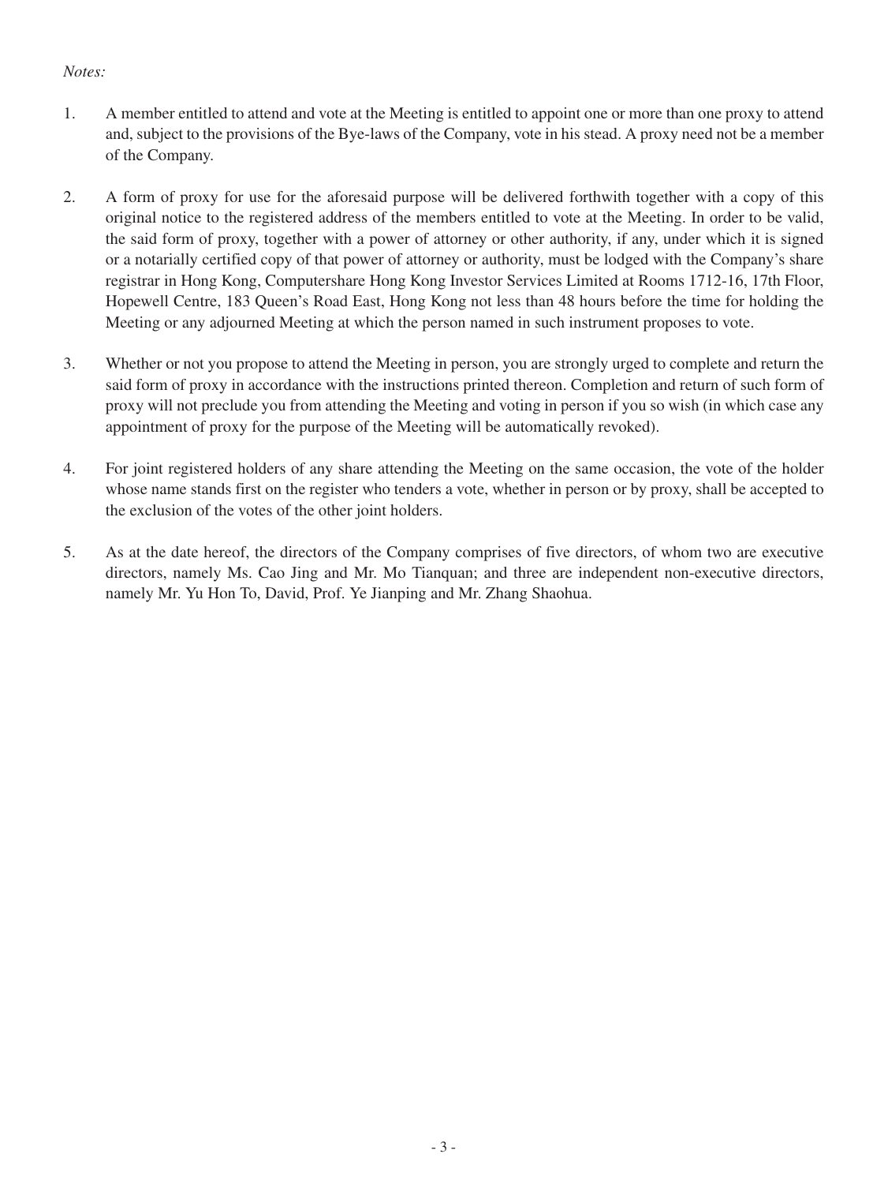*Notes:*

1. A member entitled to attend and vote at the Meeting is entitled to appoint one or more than one proxy to attend and, subject to the provisions of the Bye-laws of the Company, vote in his stead. A proxy need not be a member of the Company.

2. A form of proxy for use for the aforesaid purpose will be delivered forthwith together with a copy of this original notice to the registered address of the members entitled to vote at the Meeting. In order to be valid, the said form of proxy, together with a power of attorney or other authority, if any, under which it is signed or a notarially certified copy of that power of attorney or authority, must be lodged with the Company's share registrar in Hong Kong, Computershare Hong Kong Investor Services Limited at Rooms 1712-16, 17th Floor, Hopewell Centre, 183 Queen's Road East, Hong Kong not less than 48 hours before the time for holding the Meeting or any adjourned Meeting at which the person named in such instrument proposes to vote.

3. Whether or not you propose to attend the Meeting in person, you are strongly urged to complete and return the said form of proxy in accordance with the instructions printed thereon. Completion and return of such form of proxy will not preclude you from attending the Meeting and voting in person if you so wish (in which case any appointment of proxy for the purpose of the Meeting will be automatically revoked).

4. For joint registered holders of any share attending the Meeting on the same occasion, the vote of the holder whose name stands first on the register who tenders a vote, whether in person or by proxy, shall be accepted to the exclusion of the votes of the other joint holders.

5. As at the date hereof, the directors of the Company comprises of five directors, of whom two are executive directors, namely Ms. Cao Jing and Mr. Mo Tianquan; and three are independent non-executive directors, namely Mr. Yu Hon To, David, Prof. Ye Jianping and Mr. Zhang Shaohua.